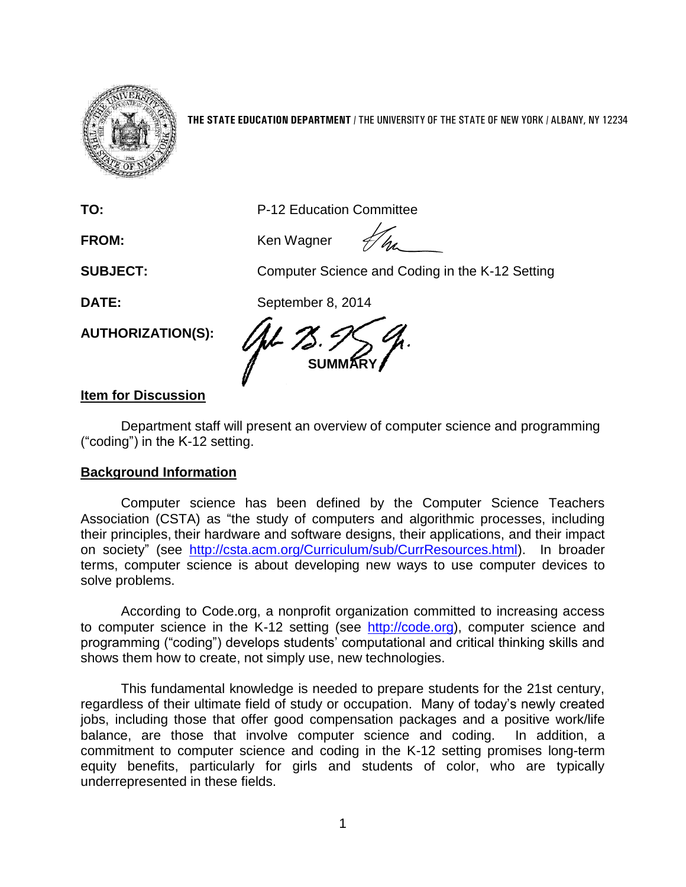**THE STATE EDUCATION DEPARTMENT** / THE UNIVERSITY OF THE STATE OF NEW YORK / ALBANY, NY 12234

| | |
|---|---|
| **TO:** | P-12 Education Committee |
| **FROM:** | Ken Wagner |
| **SUBJECT:** | Computer Science and Coding in the K-12 Setting |
| **DATE:** | September 8, 2014 |
| **AUTHORIZATION(S):** | |

**SUMMARY**

**Item for Discussion**

Department staff will present an overview of computer science and programming ("coding") in the K-12 setting.

**Background Information**

Computer science has been defined by the Computer Science Teachers Association (CSTA) as "the study of computers and algorithmic processes, including their principles, their hardware and software designs, their applications, and their impact on society" (see http://csta.acm.org/Curriculum/sub/CurrResources.html). In broader terms, computer science is about developing new ways to use computer devices to solve problems.

According to Code.org, a nonprofit organization committed to increasing access to computer science in the K-12 setting (see http://code.org), computer science and programming ("coding") develops students' computational and critical thinking skills and shows them how to create, not simply use, new technologies.

This fundamental knowledge is needed to prepare students for the 21st century, regardless of their ultimate field of study or occupation. Many of today's newly created jobs, including those that offer good compensation packages and a positive work/life balance, are those that involve computer science and coding. In addition, a commitment to computer science and coding in the K-12 setting promises long-term equity benefits, particularly for girls and students of color, who are typically underrepresented in these fields.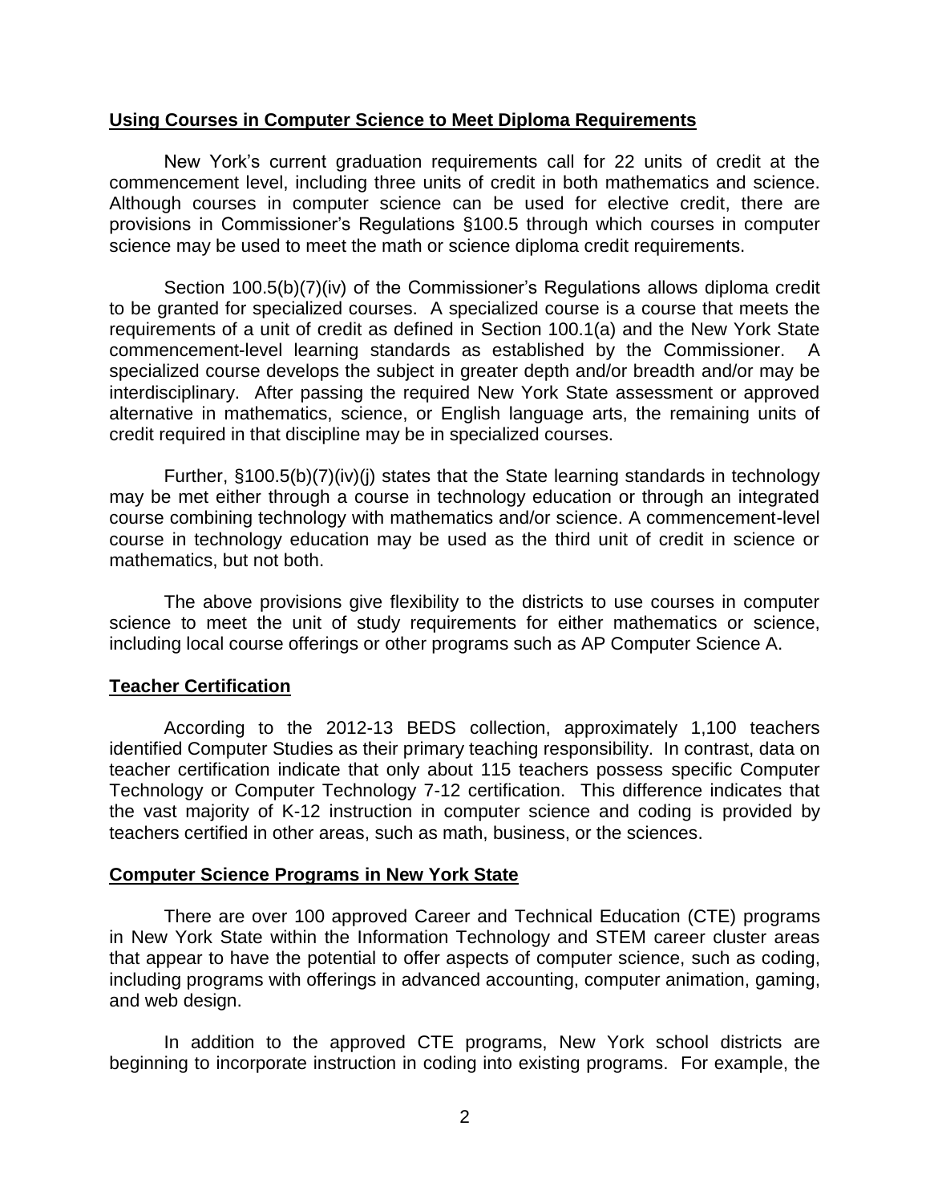## Using Courses in Computer Science to Meet Diploma Requirements

New York's current graduation requirements call for 22 units of credit at the commencement level, including three units of credit in both mathematics and science. Although courses in computer science can be used for elective credit, there are provisions in Commissioner's Regulations §100.5 through which courses in computer science may be used to meet the math or science diploma credit requirements.

Section 100.5(b)(7)(iv) of the Commissioner's Regulations allows diploma credit to be granted for specialized courses. A specialized course is a course that meets the requirements of a unit of credit as defined in Section 100.1(a) and the New York State commencement-level learning standards as established by the Commissioner. A specialized course develops the subject in greater depth and/or breadth and/or may be interdisciplinary. After passing the required New York State assessment or approved alternative in mathematics, science, or English language arts, the remaining units of credit required in that discipline may be in specialized courses.

Further, §100.5(b)(7)(iv)(j) states that the State learning standards in technology may be met either through a course in technology education or through an integrated course combining technology with mathematics and/or science. A commencement-level course in technology education may be used as the third unit of credit in science or mathematics, but not both.

The above provisions give flexibility to the districts to use courses in computer science to meet the unit of study requirements for either mathematics or science, including local course offerings or other programs such as AP Computer Science A.

## Teacher Certification

According to the 2012-13 BEDS collection, approximately 1,100 teachers identified Computer Studies as their primary teaching responsibility. In contrast, data on teacher certification indicate that only about 115 teachers possess specific Computer Technology or Computer Technology 7-12 certification. This difference indicates that the vast majority of K-12 instruction in computer science and coding is provided by teachers certified in other areas, such as math, business, or the sciences.

## Computer Science Programs in New York State

There are over 100 approved Career and Technical Education (CTE) programs in New York State within the Information Technology and STEM career cluster areas that appear to have the potential to offer aspects of computer science, such as coding, including programs with offerings in advanced accounting, computer animation, gaming, and web design.

In addition to the approved CTE programs, New York school districts are beginning to incorporate instruction in coding into existing programs. For example, the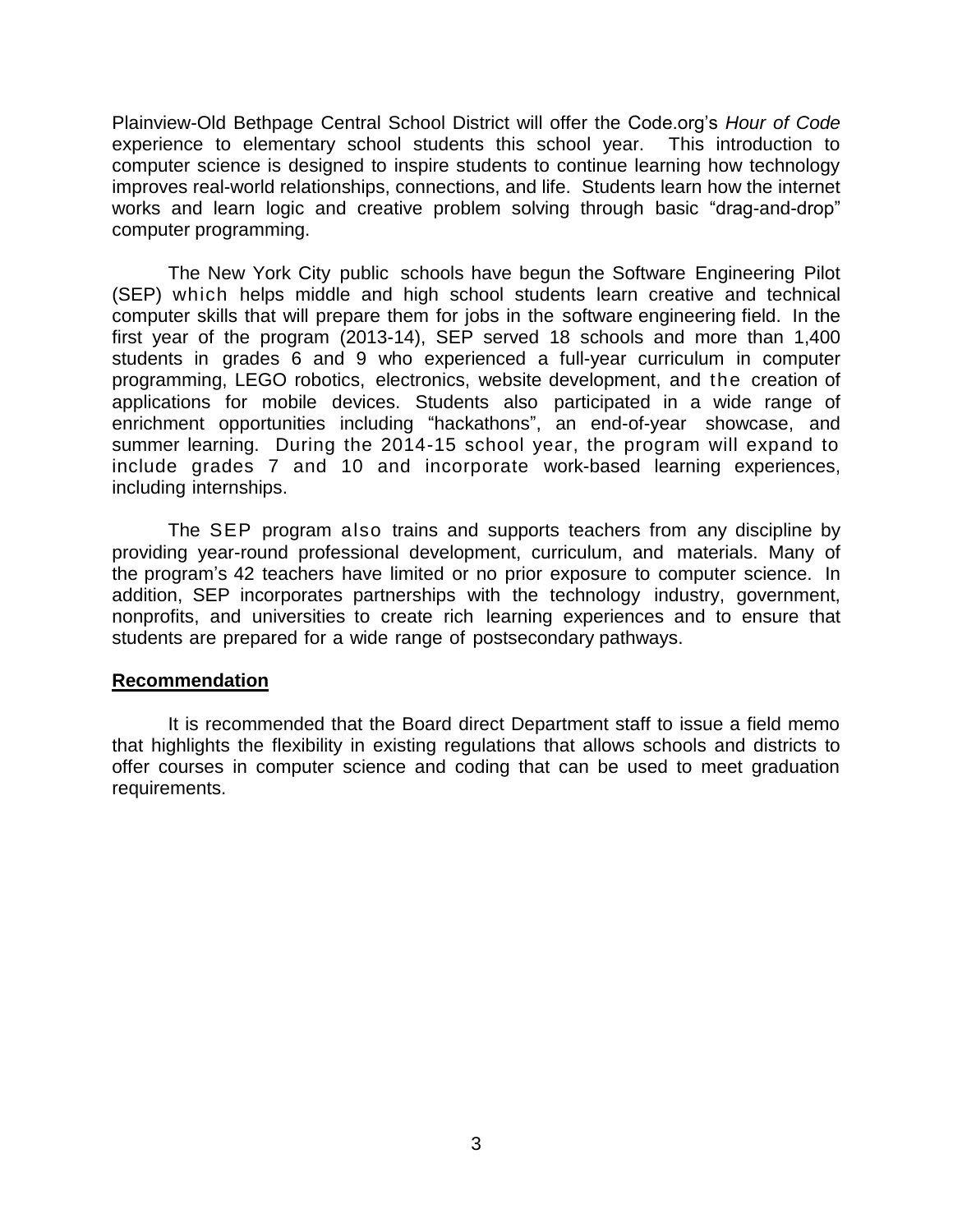Plainview-Old Bethpage Central School District will offer the Code.org's *Hour of Code* experience to elementary school students this school year. This introduction to computer science is designed to inspire students to continue learning how technology improves real-world relationships, connections, and life. Students learn how the internet works and learn logic and creative problem solving through basic "drag-and-drop" computer programming.

The New York City public schools have begun the Software Engineering Pilot (SEP) which helps middle and high school students learn creative and technical computer skills that will prepare them for jobs in the software engineering field. In the first year of the program (2013-14), SEP served 18 schools and more than 1,400 students in grades 6 and 9 who experienced a full-year curriculum in computer programming, LEGO robotics, electronics, website development, and the creation of applications for mobile devices. Students also participated in a wide range of enrichment opportunities including "hackathons", an end-of-year showcase, and summer learning. During the 2014-15 school year, the program will expand to include grades 7 and 10 and incorporate work-based learning experiences, including internships.

The SEP program also trains and supports teachers from any discipline by providing year-round professional development, curriculum, and materials. Many of the program's 42 teachers have limited or no prior exposure to computer science. In addition, SEP incorporates partnerships with the technology industry, government, nonprofits, and universities to create rich learning experiences and to ensure that students are prepared for a wide range of postsecondary pathways.

**Recommendation**

It is recommended that the Board direct Department staff to issue a field memo that highlights the flexibility in existing regulations that allows schools and districts to offer courses in computer science and coding that can be used to meet graduation requirements.